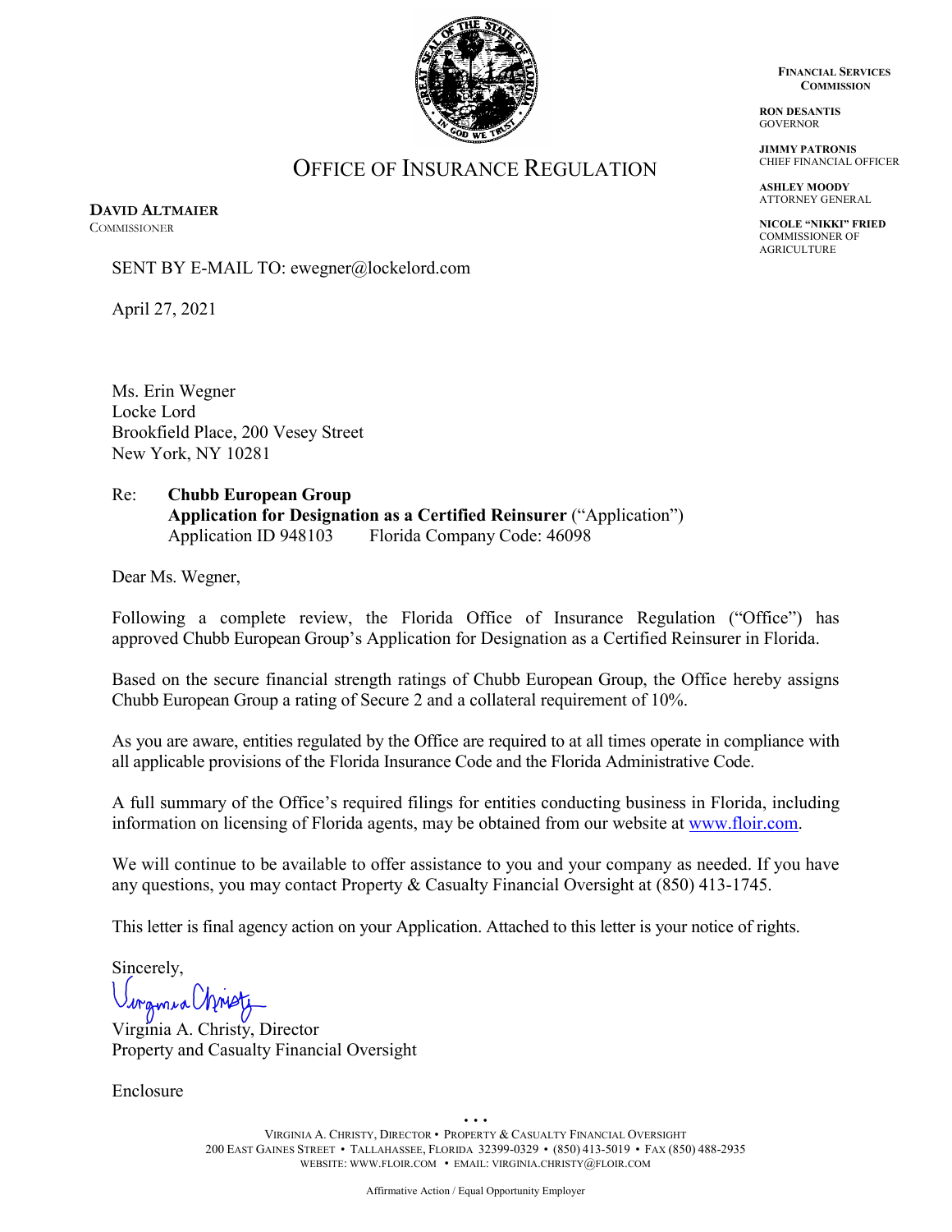# OFFICE OF INSURANCE REGULATION

**FINANCIAL SERVICES COMMISSION**

**RON DESANTIS**
GOVERNOR

**JIMMY PATRONIS**
CHIEF FINANCIAL OFFICER

**ASHLEY MOODY**
ATTORNEY GENERAL

**NICOLE "NIKKI" FRIED**
COMMISSIONER OF AGRICULTURE

**DAVID ALTMAIER**
COMMISSIONER

SENT BY E-MAIL TO: ewegner@lockelord.com

April 27, 2021

Ms. Erin Wegner
Locke Lord
Brookfield Place, 200 Vesey Street
New York, NY 10281

Re: **Chubb European Group**
**Application for Designation as a Certified Reinsurer** ("Application")
Application ID 948103 Florida Company Code: 46098

Dear Ms. Wegner,

Following a complete review, the Florida Office of Insurance Regulation ("Office") has approved Chubb European Group's Application for Designation as a Certified Reinsurer in Florida.

Based on the secure financial strength ratings of Chubb European Group, the Office hereby assigns Chubb European Group a rating of Secure 2 and a collateral requirement of 10%.

As you are aware, entities regulated by the Office are required to at all times operate in compliance with all applicable provisions of the Florida Insurance Code and the Florida Administrative Code.

A full summary of the Office's required filings for entities conducting business in Florida, including information on licensing of Florida agents, may be obtained from our website at www.floir.com.

We will continue to be available to offer assistance to you and your company as needed. If you have any questions, you may contact Property & Casualty Financial Oversight at (850) 413-1745.

This letter is final agency action on your Application. Attached to this letter is your notice of rights.

Sincerely,

Virginia A. Christy, Director
Property and Casualty Financial Oversight

Enclosure

VIRGINIA A. CHRISTY, DIRECTOR • PROPERTY & CASUALTY FINANCIAL OVERSIGHT
200 EAST GAINES STREET • TALLAHASSEE, FLORIDA 32399-0329 • (850) 413-5019 • FAX (850) 488-2935
WEBSITE: WWW.FLOIR.COM • EMAIL: VIRGINIA.CHRISTY@FLOIR.COM

Affirmative Action / Equal Opportunity Employer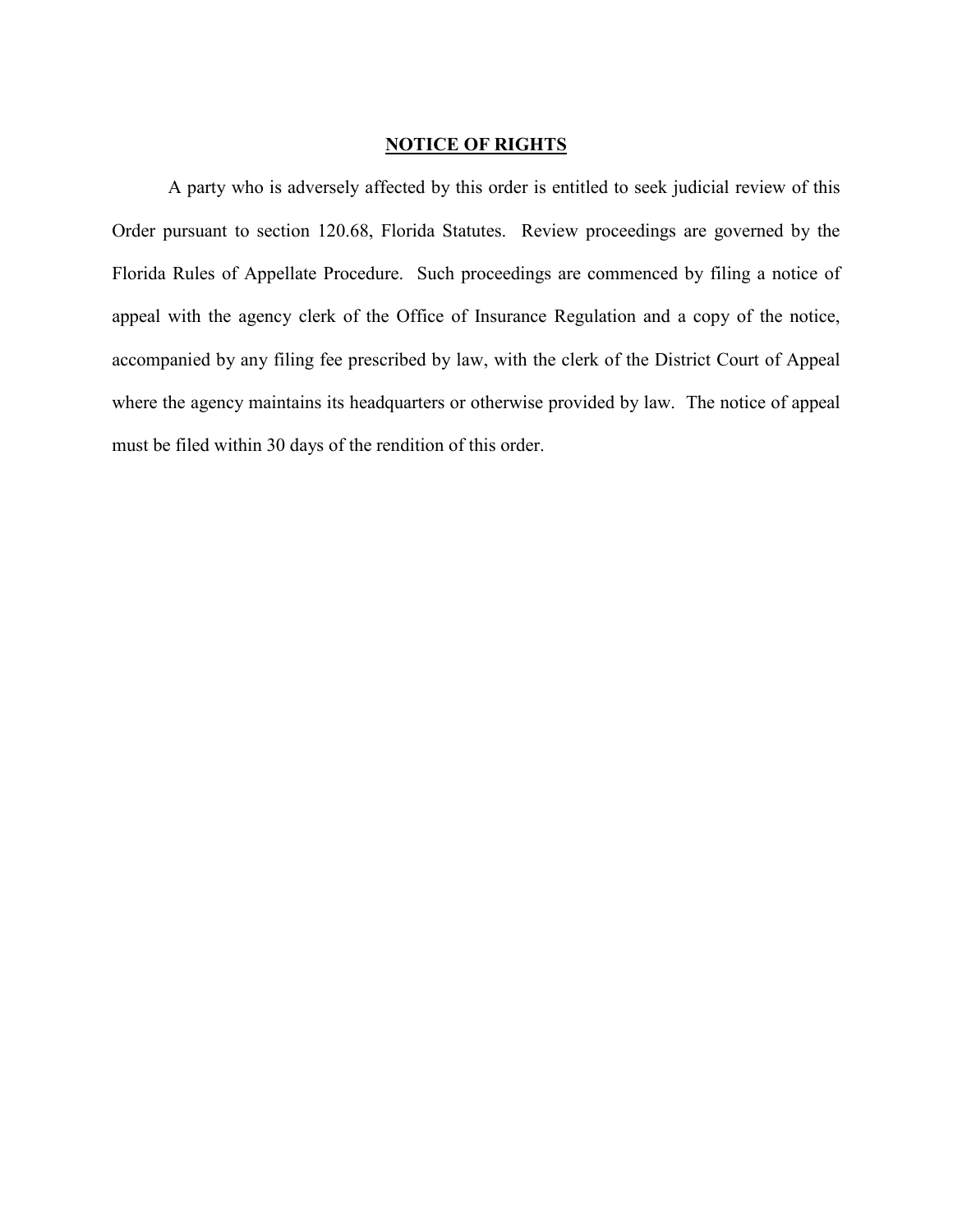## NOTICE OF RIGHTS

A party who is adversely affected by this order is entitled to seek judicial review of this Order pursuant to section 120.68, Florida Statutes. Review proceedings are governed by the Florida Rules of Appellate Procedure. Such proceedings are commenced by filing a notice of appeal with the agency clerk of the Office of Insurance Regulation and a copy of the notice, accompanied by any filing fee prescribed by law, with the clerk of the District Court of Appeal where the agency maintains its headquarters or otherwise provided by law. The notice of appeal must be filed within 30 days of the rendition of this order.